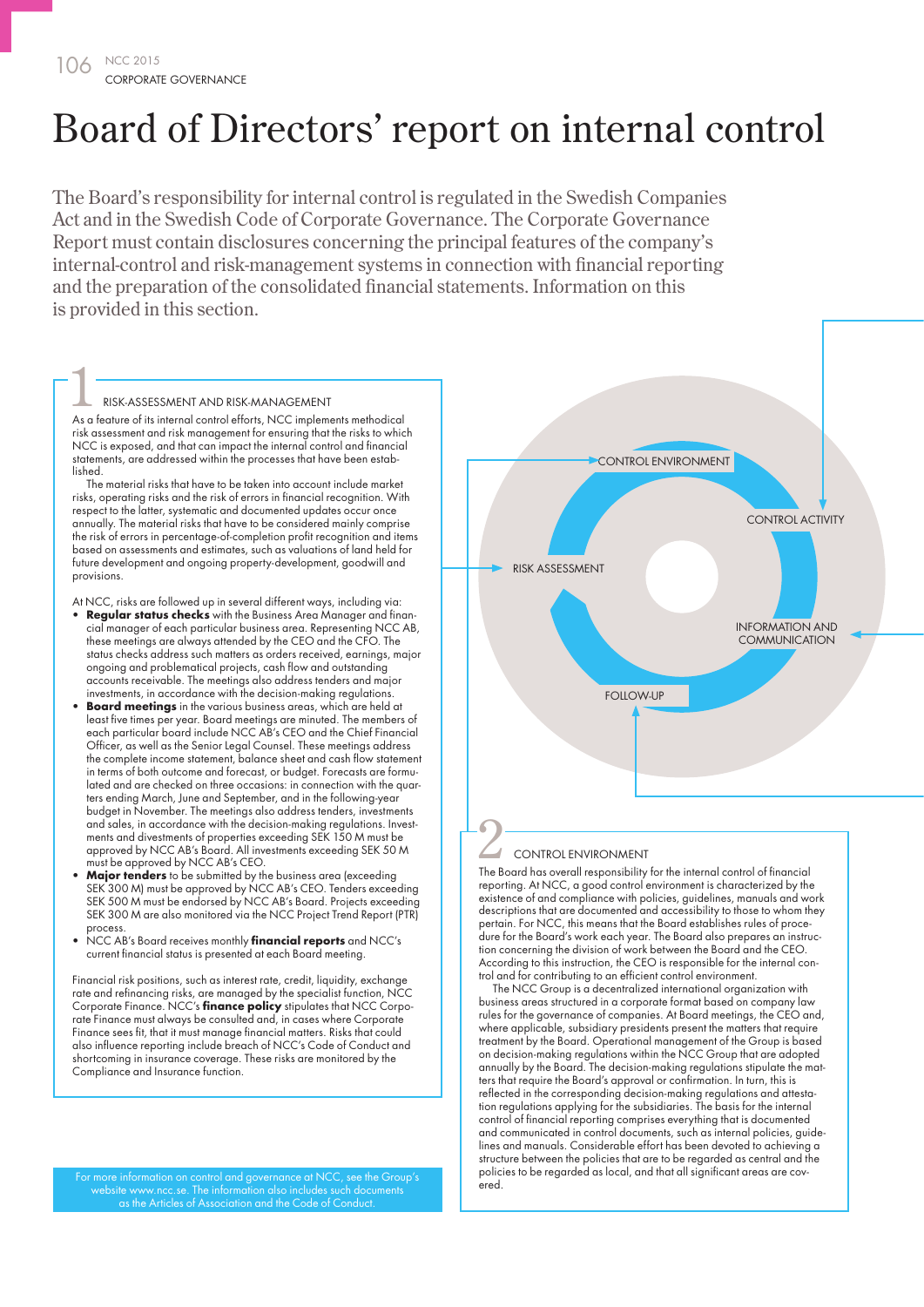# Board of Directors' report on internal control

The Board's responsibility for internal control is regulated in the Swedish Companies Act and in the Swedish Code of Corporate Governance. The Corporate Governance Report must contain disclosures concerning the principal features of the company's internal-control and risk-management systems in connection with financial reporting and the preparation of the consolidated financial statements. Information on this is provided in this section.

CONTROL ENVIRONMENT

CONTROL ACTIVITY

RISK ASSESSMENT

INFORMATION AND COMMUNICATION

FOLLOW-UP

## 1 RISK-ASSESSMENT AND RISK-MANAGEMENT

As a feature of its internal control efforts, NCC implements methodical risk assessment and risk management for ensuring that the risks to which NCC is exposed, and that can impact the internal control and financial statements, are addressed within the processes that have been established.

The material risks that have to be taken into account include market risks, operating risks and the risk of errors in financial recognition. With respect to the latter, systematic and documented updates occur once annually. The material risks that have to be considered mainly comprise the risk of errors in percentage-of-completion profit recognition and items based on assessments and estimates, such as valuations of land held for future development and ongoing property-development, goodwill and provisions.

At NCC, risks are followed up in several different ways, including via:

- **Regular status checks** with the Business Area Manager and financial manager of each particular business area. Representing NCC AB, these meetings are always attended by the CEO and the CFO. The status checks address such matters as orders received, earnings, major ongoing and problematical projects, cash flow and outstanding accounts receivable. The meetings also address tenders and major investments, in accordance with the decision-making regulations.
- **Board meetings** in the various business areas, which are held at least five times per year. Board meetings are minuted. The members of each particular board include NCC AB's CEO and the Chief Financial Officer, as well as the Senior Legal Counsel. These meetings address the complete income statement, balance sheet and cash flow statement in terms of both outcome and forecast, or budget. Forecasts are formulated and are checked on three occasions: in connection with the quarters ending March, June and September, and in the following-year budget in November. The meetings also address tenders, investments and sales, in accordance with the decision-making regulations. Investments and divestments of properties exceeding SEK 150 M must be approved by NCC AB's Board. All investments exceeding SEK 50 M must be approved by NCC AB's CEO.
- **Major tenders** to be submitted by the business area (exceeding SEK 300 M) must be approved by NCC AB's CEO. Tenders exceeding SEK 500 M must be endorsed by NCC AB's Board. Projects exceeding SEK 300 M are also monitored via the NCC Project Trend Report (PTR) process.
- NCC AB's Board receives monthly **financial reports** and NCC's current financial status is presented at each Board meeting.

Financial risk positions, such as interest rate, credit, liquidity, exchange rate and refinancing risks, are managed by the specialist function, NCC Corporate Finance. NCC's **finance policy** stipulates that NCC Corporate Finance must always be consulted and, in cases where Corporate Finance sees fit, that it must manage financial matters. Risks that could also influence reporting include breach of NCC's Code of Conduct and shortcoming in insurance coverage. These risks are monitored by the Compliance and Insurance function.

For more information on control and governance at NCC, see the Group's website www.ncc.se. The information also includes such documents as the Articles of Association and the Code of Conduct.

## 2 CONTROL ENVIRONMENT

The Board has overall responsibility for the internal control of financial reporting. At NCC, a good control environment is characterized by the existence of and compliance with policies, guidelines, manuals and work descriptions that are documented and accessibility to those to whom they pertain. For NCC, this means that the Board establishes rules of procedure for the Board's work each year. The Board also prepares an instruction concerning the division of work between the Board and the CEO. According to this instruction, the CEO is responsible for the internal control and for contributing to an efficient control environment.

The NCC Group is a decentralized international organization with business areas structured in a corporate format based on company law rules for the governance of companies. At Board meetings, the CEO and, where applicable, subsidiary presidents present the matters that require treatment by the Board. Operational management of the Group is based on decision-making regulations within the NCC Group that are adopted annually by the Board. The decision-making regulations stipulate the matters that require the Board's approval or confirmation. In turn, this is reflected in the corresponding decision-making regulations and attestation regulations applying for the subsidiaries. The basis for the internal control of financial reporting comprises everything that is documented and communicated in control documents, such as internal policies, guidelines and manuals. Considerable effort has been devoted to achieving a structure between the policies that are to be regarded as central and the policies to be regarded as local, and that all significant areas are covered.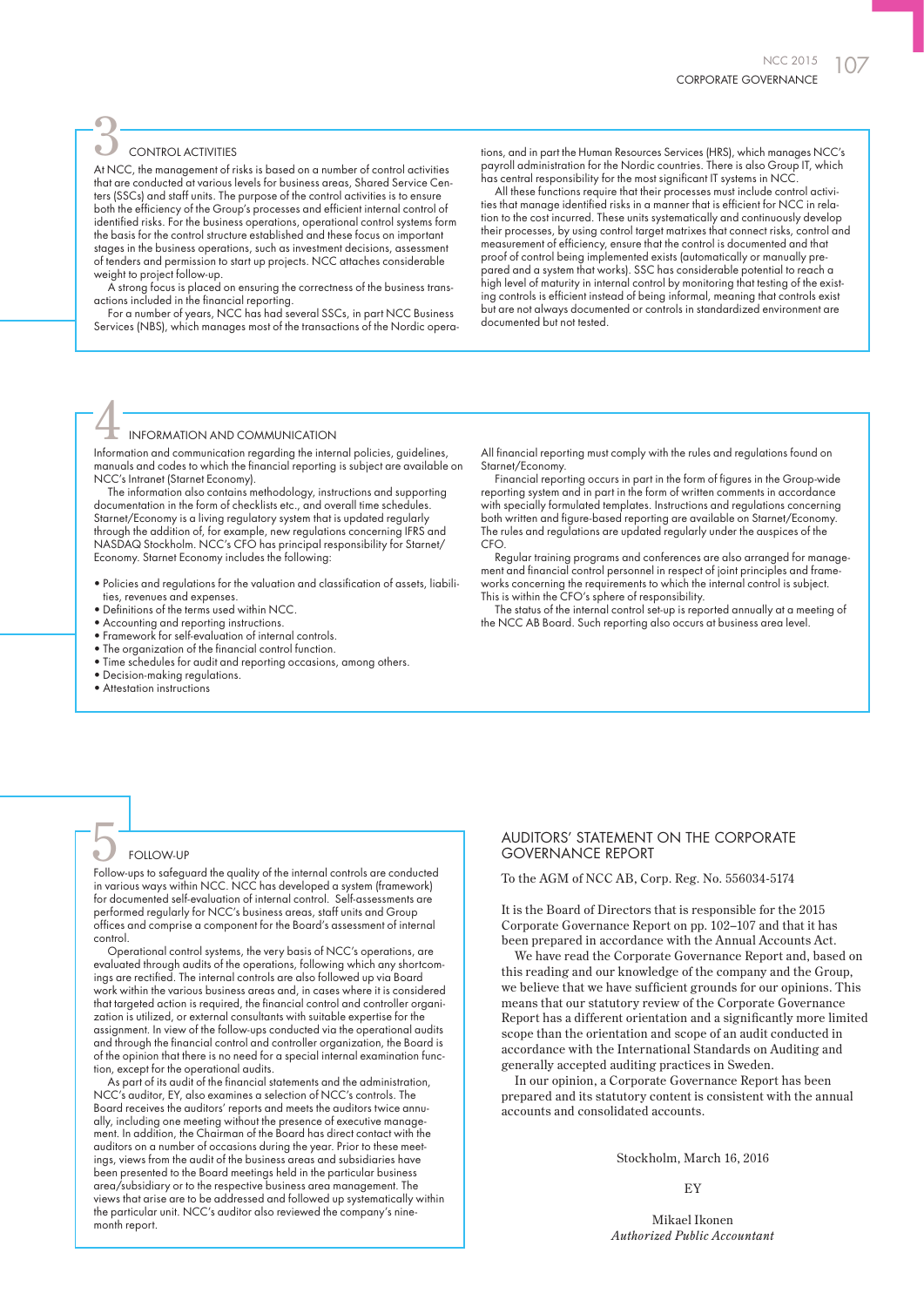## 3 CONTROL ACTIVITIES

At NCC, the management of risks is based on a number of control activities that are conducted at various levels for business areas, Shared Service Centers (SSCs) and staff units. The purpose of the control activities is to ensure both the efficiency of the Group's processes and efficient internal control of identified risks. For the business operations, operational control systems form the basis for the control structure established and these focus on important stages in the business operations, such as investment decisions, assessment of tenders and permission to start up projects. NCC attaches considerable weight to project follow-up.

A strong focus is placed on ensuring the correctness of the business transactions included in the financial reporting.

For a number of years, NCC has had several SSCs, in part NCC Business Services (NBS), which manages most of the transactions of the Nordic operations, and in part the Human Resources Services (HRS), which manages NCC's payroll administration for the Nordic countries. There is also Group IT, which has central responsibility for the most significant IT systems in NCC.

All these functions require that their processes must include control activities that manage identified risks in a manner that is efficient for NCC in relation to the cost incurred. These units systematically and continuously develop their processes, by using control target matrixes that connect risks, control and measurement of efficiency, ensure that the control is documented and that proof of control being implemented exists (automatically or manually prepared and a system that works). SSC has considerable potential to reach a high level of maturity in internal control by monitoring that testing of the existing controls is efficient instead of being informal, meaning that controls exist but are not always documented or controls in standardized environment are documented but not tested.

## 4 INFORMATION AND COMMUNICATION

Information and communication regarding the internal policies, guidelines, manuals and codes to which the financial reporting is subject are available on NCC's Intranet (Starnet Economy).

The information also contains methodology, instructions and supporting documentation in the form of checklists etc., and overall time schedules. Starnet/Economy is a living regulatory system that is updated regularly through the addition of, for example, new regulations concerning IFRS and NASDAQ Stockholm. NCC's CFO has principal responsibility for Starnet/Economy. Starnet Economy includes the following:

- Policies and regulations for the valuation and classification of assets, liabilities, revenues and expenses.
- Definitions of the terms used within NCC.
- Accounting and reporting instructions.
- Framework for self-evaluation of internal controls.
- The organization of the financial control function.
- Time schedules for audit and reporting occasions, among others.
- Decision-making regulations.
- Attestation instructions

All financial reporting must comply with the rules and regulations found on Starnet/Economy.

Financial reporting occurs in part in the form of figures in the Group-wide reporting system and in part in the form of written comments in accordance with specially formulated templates. Instructions and regulations concerning both written and figure-based reporting are available on Starnet/Economy. The rules and regulations are updated regularly under the auspices of the CFO.

Regular training programs and conferences are also arranged for management and financial control personnel in respect of joint principles and frameworks concerning the requirements to which the internal control is subject. This is within the CFO's sphere of responsibility.

The status of the internal control set-up is reported annually at a meeting of the NCC AB Board. Such reporting also occurs at business area level.

## 5 FOLLOW-UP

Follow-ups to safeguard the quality of the internal controls are conducted in various ways within NCC. NCC has developed a system (framework) for documented self-evaluation of internal control. Self-assessments are performed regularly for NCC's business areas, staff units and Group offices and comprise a component for the Board's assessment of internal control.

Operational control systems, the very basis of NCC's operations, are evaluated through audits of the operations, following which any shortcomings are rectified. The internal controls are also followed up via Board work within the various business areas and, in cases where it is considered that targeted action is required, the financial control and controller organization is utilized, or external consultants with suitable expertise for the assignment. In view of the follow-ups conducted via the operational audits and through the financial control and controller organization, the Board is of the opinion that there is no need for a special internal examination function, except for the operational audits.

As part of its audit of the financial statements and the administration, NCC's auditor, EY, also examines a selection of NCC's controls. The Board receives the auditors' reports and meets the auditors twice annually, including one meeting without the presence of executive management. In addition, the Chairman of the Board has direct contact with the auditors on a number of occasions during the year. Prior to these meetings, views from the audit of the business areas and subsidiaries have been presented to the Board meetings held in the particular business area/subsidiary or to the respective business area management. The views that arise are to be addressed and followed up systematically within the particular unit. NCC's auditor also reviewed the company's nine-month report.

## AUDITORS' STATEMENT ON THE CORPORATE GOVERNANCE REPORT

To the AGM of NCC AB, Corp. Reg. No. 556034-5174

It is the Board of Directors that is responsible for the 2015 Corporate Governance Report on pp. 102–107 and that it has been prepared in accordance with the Annual Accounts Act.

We have read the Corporate Governance Report and, based on this reading and our knowledge of the company and the Group, we believe that we have sufficient grounds for our opinions. This means that our statutory review of the Corporate Governance Report has a different orientation and a significantly more limited scope than the orientation and scope of an audit conducted in accordance with the International Standards on Auditing and generally accepted auditing practices in Sweden.

In our opinion, a Corporate Governance Report has been prepared and its statutory content is consistent with the annual accounts and consolidated accounts.

Stockholm, March 16, 2016

EY

Mikael Ikonen
*Authorized Public Accountant*